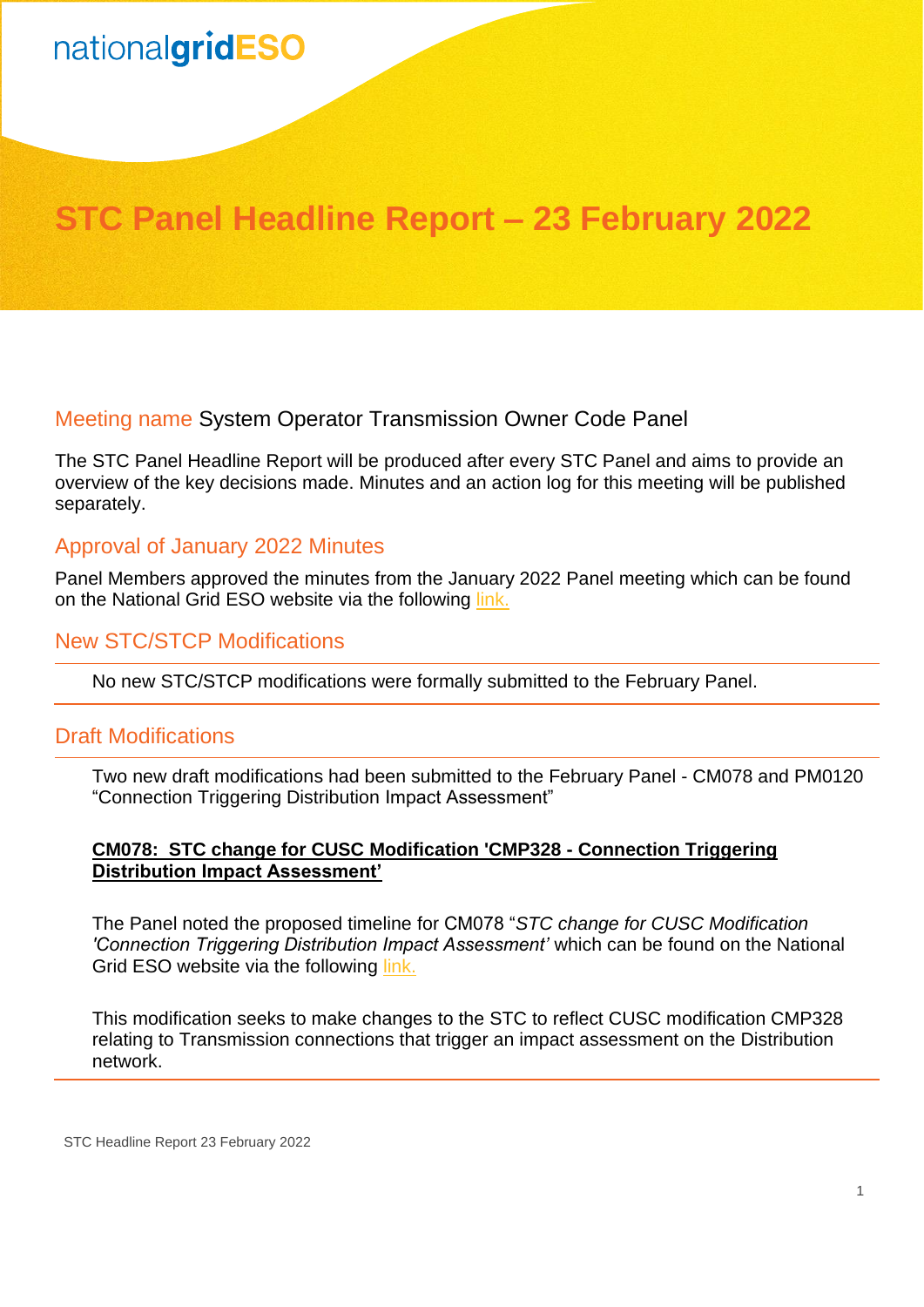nationalgridESO

# STC Panel Headline Report – 23 February 2022

## Meeting name System Operator Transmission Owner Code Panel

The STC Panel Headline Report will be produced after every STC Panel and aims to provide an overview of the key decisions made. Minutes and an action log for this meeting will be published separately.

## Approval of January 2022 Minutes

Panel Members approved the minutes from the January 2022 Panel meeting which can be found on the National Grid ESO website via the following link.

## New STC/STCP Modifications

No new STC/STCP modifications were formally submitted to the February Panel.

## Draft Modifications

Two new draft modifications had been submitted to the February Panel - CM078 and PM0120 "Connection Triggering Distribution Impact Assessment"

**CM078: STC change for CUSC Modification 'CMP328 - Connection Triggering Distribution Impact Assessment'**

The Panel noted the proposed timeline for CM078 "*STC change for CUSC Modification 'Connection Triggering Distribution Impact Assessment'* which can be found on the National Grid ESO website via the following link.

This modification seeks to make changes to the STC to reflect CUSC modification CMP328 relating to Transmission connections that trigger an impact assessment on the Distribution network.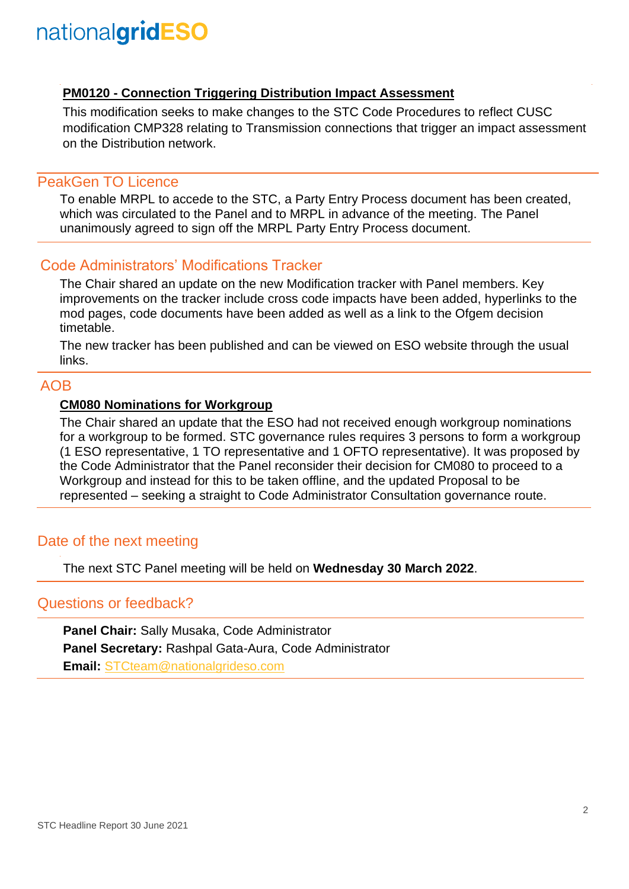**PM0120 - Connection Triggering Distribution Impact Assessment**

This modification seeks to make changes to the STC Code Procedures to reflect CUSC modification CMP328 relating to Transmission connections that trigger an impact assessment on the Distribution network.

## PeakGen TO Licence

To enable MRPL to accede to the STC, a Party Entry Process document has been created, which was circulated to the Panel and to MRPL in advance of the meeting. The Panel unanimously agreed to sign off the MRPL Party Entry Process document.

## Code Administrators' Modifications Tracker

The Chair shared an update on the new Modification tracker with Panel members. Key improvements on the tracker include cross code impacts have been added, hyperlinks to the mod pages, code documents have been added as well as a link to the Ofgem decision timetable.

The new tracker has been published and can be viewed on ESO website through the usual links.

## AOB

**CM080 Nominations for Workgroup**

The Chair shared an update that the ESO had not received enough workgroup nominations for a workgroup to be formed. STC governance rules requires 3 persons to form a workgroup (1 ESO representative, 1 TO representative and 1 OFTO representative). It was proposed by the Code Administrator that the Panel reconsider their decision for CM080 to proceed to a Workgroup and instead for this to be taken offline, and the updated Proposal to be represented – seeking a straight to Code Administrator Consultation governance route.

## Date of the next meeting

The next STC Panel meeting will be held on **Wednesday 30 March 2022**.

## Questions or feedback?

**Panel Chair:** Sally Musaka, Code Administrator
**Panel Secretary:** Rashpal Gata-Aura, Code Administrator
**Email:** STCteam@nationalgrideso.com